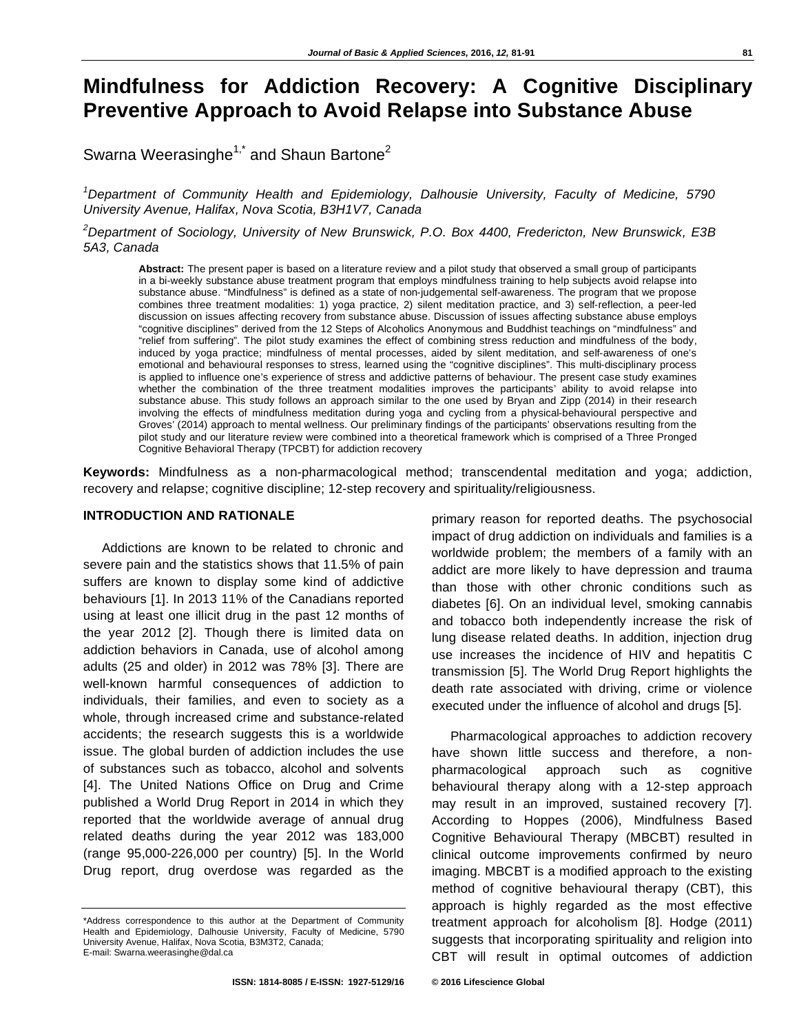# Mindfulness for Addiction Recovery: A Cognitive Disciplinary Preventive Approach to Avoid Relapse into Substance Abuse

Swarna Weerasinghe[1,*] and Shaun Bartone[2]

[1]*Department of Community Health and Epidemiology, Dalhousie University, Faculty of Medicine, 5790 University Avenue, Halifax, Nova Scotia, B3H1V7, Canada*

[2]*Department of Sociology, University of New Brunswick, P.O. Box 4400, Fredericton, New Brunswick, E3B 5A3, Canada*

**Abstract:** The present paper is based on a literature review and a pilot study that observed a small group of participants in a bi-weekly substance abuse treatment program that employs mindfulness training to help subjects avoid relapse into substance abuse. "Mindfulness" is defined as a state of non-judgemental self-awareness. The program that we propose combines three treatment modalities: 1) yoga practice, 2) silent meditation practice, and 3) self-reflection, a peer-led discussion on issues affecting recovery from substance abuse. Discussion of issues affecting substance abuse employs "cognitive disciplines" derived from the 12 Steps of Alcoholics Anonymous and Buddhist teachings on "mindfulness" and "relief from suffering". The pilot study examines the effect of combining stress reduction and mindfulness of the body, induced by yoga practice; mindfulness of mental processes, aided by silent meditation, and self-awareness of one's emotional and behavioural responses to stress, learned using the "cognitive disciplines". This multi-disciplinary process is applied to influence one's experience of stress and addictive patterns of behaviour. The present case study examines whether the combination of the three treatment modalities improves the participants' ability to avoid relapse into substance abuse. This study follows an approach similar to the one used by Bryan and Zipp (2014) in their research involving the effects of mindfulness meditation during yoga and cycling from a physical-behavioural perspective and Groves' (2014) approach to mental wellness. Our preliminary findings of the participants' observations resulting from the pilot study and our literature review were combined into a theoretical framework which is comprised of a Three Pronged Cognitive Behavioral Therapy (TPCBT) for addiction recovery

**Keywords:** Mindfulness as a non-pharmacological method; transcendental meditation and yoga; addiction, recovery and relapse; cognitive discipline; 12-step recovery and spirituality/religiousness.

## INTRODUCTION AND RATIONALE

Addictions are known to be related to chronic and severe pain and the statistics shows that 11.5% of pain suffers are known to display some kind of addictive behaviours [1]. In 2013 11% of the Canadians reported using at least one illicit drug in the past 12 months of the year 2012 [2]. Though there is limited data on addiction behaviors in Canada, use of alcohol among adults (25 and older) in 2012 was 78% [3]. There are well-known harmful consequences of addiction to individuals, their families, and even to society as a whole, through increased crime and substance-related accidents; the research suggests this is a worldwide issue. The global burden of addiction includes the use of substances such as tobacco, alcohol and solvents [4]. The United Nations Office on Drug and Crime published a World Drug Report in 2014 in which they reported that the worldwide average of annual drug related deaths during the year 2012 was 183,000 (range 95,000-226,000 per country) [5]. In the World Drug report, drug overdose was regarded as the primary reason for reported deaths. The psychosocial impact of drug addiction on individuals and families is a worldwide problem; the members of a family with an addict are more likely to have depression and trauma than those with other chronic conditions such as diabetes [6]. On an individual level, smoking cannabis and tobacco both independently increase the risk of lung disease related deaths. In addition, injection drug use increases the incidence of HIV and hepatitis C transmission [5]. The World Drug Report highlights the death rate associated with driving, crime or violence executed under the influence of alcohol and drugs [5].

Pharmacological approaches to addiction recovery have shown little success and therefore, a non-pharmacological approach such as cognitive behavioural therapy along with a 12-step approach may result in an improved, sustained recovery [7]. According to Hoppes (2006), Mindfulness Based Cognitive Behavioural Therapy (MBCBT) resulted in clinical outcome improvements confirmed by neuro imaging. MBCBT is a modified approach to the existing method of cognitive behavioural therapy (CBT), this approach is highly regarded as the most effective treatment approach for alcoholism [8]. Hodge (2011) suggests that incorporating spirituality and religion into CBT will result in optimal outcomes of addiction

\*Address correspondence to this author at the Department of Community Health and Epidemiology, Dalhousie University, Faculty of Medicine, 5790 University Avenue, Halifax, Nova Scotia, B3M3T2, Canada;
E-mail: Swarna.weerasinghe@dal.ca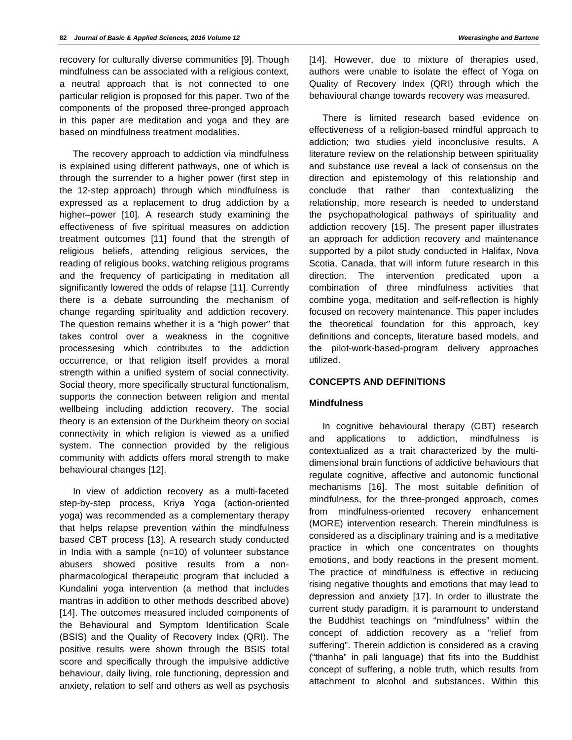recovery for culturally diverse communities [9]. Though mindfulness can be associated with a religious context, a neutral approach that is not connected to one particular religion is proposed for this paper. Two of the components of the proposed three-pronged approach in this paper are meditation and yoga and they are based on mindfulness treatment modalities.

The recovery approach to addiction via mindfulness is explained using different pathways, one of which is through the surrender to a higher power (first step in the 12-step approach) through which mindfulness is expressed as a replacement to drug addiction by a higher–power [10]. A research study examining the effectiveness of five spiritual measures on addiction treatment outcomes [11] found that the strength of religious beliefs, attending religious services, the reading of religious books, watching religious programs and the frequency of participating in meditation all significantly lowered the odds of relapse [11]. Currently there is a debate surrounding the mechanism of change regarding spirituality and addiction recovery. The question remains whether it is a "high power" that takes control over a weakness in the cognitive processesing which contributes to the addiction occurrence, or that religion itself provides a moral strength within a unified system of social connectivity. Social theory, more specifically structural functionalism, supports the connection between religion and mental wellbeing including addiction recovery. The social theory is an extension of the Durkheim theory on social connectivity in which religion is viewed as a unified system. The connection provided by the religious community with addicts offers moral strength to make behavioural changes [12].

In view of addiction recovery as a multi-faceted step-by-step process, Kriya Yoga (action-oriented yoga) was recommended as a complementary therapy that helps relapse prevention within the mindfulness based CBT process [13]. A research study conducted in India with a sample (n=10) of volunteer substance abusers showed positive results from a non-pharmacological therapeutic program that included a Kundalini yoga intervention (a method that includes mantras in addition to other methods described above) [14]. The outcomes measured included components of the Behavioural and Symptom Identification Scale (BSIS) and the Quality of Recovery Index (QRI). The positive results were shown through the BSIS total score and specifically through the impulsive addictive behaviour, daily living, role functioning, depression and anxiety, relation to self and others as well as psychosis [14]. However, due to mixture of therapies used, authors were unable to isolate the effect of Yoga on Quality of Recovery Index (QRI) through which the behavioural change towards recovery was measured.

There is limited research based evidence on effectiveness of a religion-based mindful approach to addiction; two studies yield inconclusive results. A literature review on the relationship between spirituality and substance use reveal a lack of consensus on the direction and epistemology of this relationship and conclude that rather than contextualizing the relationship, more research is needed to understand the psychopathological pathways of spirituality and addiction recovery [15]. The present paper illustrates an approach for addiction recovery and maintenance supported by a pilot study conducted in Halifax, Nova Scotia, Canada, that will inform future research in this direction. The intervention predicated upon a combination of three mindfulness activities that combine yoga, meditation and self-reflection is highly focused on recovery maintenance. This paper includes the theoretical foundation for this approach, key definitions and concepts, literature based models, and the pilot-work-based-program delivery approaches utilized.

## CONCEPTS AND DEFINITIONS

### Mindfulness

In cognitive behavioural therapy (CBT) research and applications to addiction, mindfulness is contextualized as a trait characterized by the multi-dimensional brain functions of addictive behaviours that regulate cognitive, affective and autonomic functional mechanisms [16]. The most suitable definition of mindfulness, for the three-pronged approach, comes from mindfulness-oriented recovery enhancement (MORE) intervention research. Therein mindfulness is considered as a disciplinary training and is a meditative practice in which one concentrates on thoughts emotions, and body reactions in the present moment. The practice of mindfulness is effective in reducing rising negative thoughts and emotions that may lead to depression and anxiety [17]. In order to illustrate the current study paradigm, it is paramount to understand the Buddhist teachings on "mindfulness" within the concept of addiction recovery as a "relief from suffering". Therein addiction is considered as a craving ("thanha" in pali language) that fits into the Buddhist concept of suffering, a noble truth, which results from attachment to alcohol and substances. Within this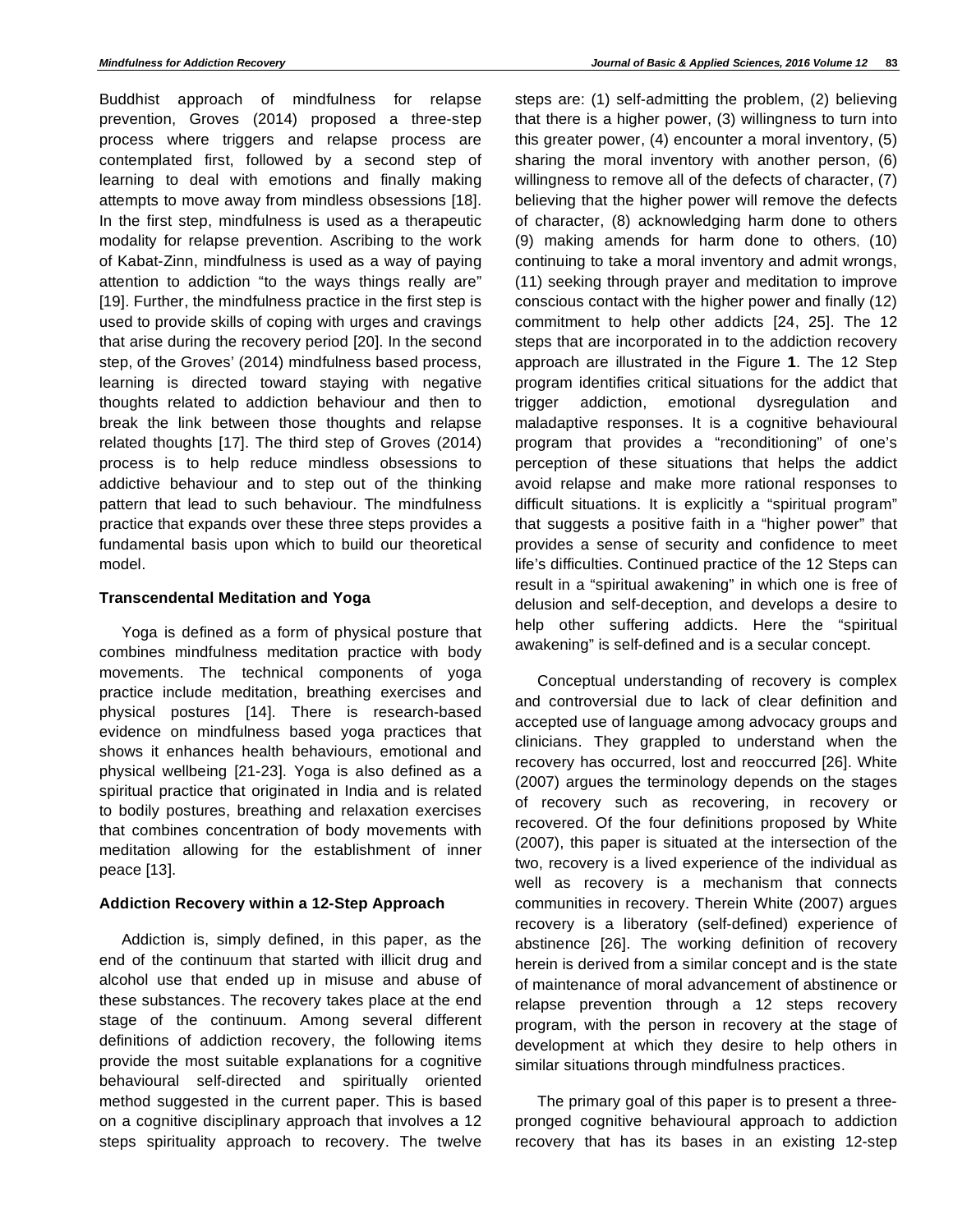Buddhist approach of mindfulness for relapse prevention, Groves (2014) proposed a three-step process where triggers and relapse process are contemplated first, followed by a second step of learning to deal with emotions and finally making attempts to move away from mindless obsessions [18]. In the first step, mindfulness is used as a therapeutic modality for relapse prevention. Ascribing to the work of Kabat-Zinn, mindfulness is used as a way of paying attention to addiction "to the ways things really are" [19]. Further, the mindfulness practice in the first step is used to provide skills of coping with urges and cravings that arise during the recovery period [20]. In the second step, of the Groves' (2014) mindfulness based process, learning is directed toward staying with negative thoughts related to addiction behaviour and then to break the link between those thoughts and relapse related thoughts [17]. The third step of Groves (2014) process is to help reduce mindless obsessions to addictive behaviour and to step out of the thinking pattern that lead to such behaviour. The mindfulness practice that expands over these three steps provides a fundamental basis upon which to build our theoretical model.

**Transcendental Meditation and Yoga**

Yoga is defined as a form of physical posture that combines mindfulness meditation practice with body movements. The technical components of yoga practice include meditation, breathing exercises and physical postures [14]. There is research-based evidence on mindfulness based yoga practices that shows it enhances health behaviours, emotional and physical wellbeing [21-23]. Yoga is also defined as a spiritual practice that originated in India and is related to bodily postures, breathing and relaxation exercises that combines concentration of body movements with meditation allowing for the establishment of inner peace [13].

**Addiction Recovery within a 12-Step Approach**

Addiction is, simply defined, in this paper, as the end of the continuum that started with illicit drug and alcohol use that ended up in misuse and abuse of these substances. The recovery takes place at the end stage of the continuum. Among several different definitions of addiction recovery, the following items provide the most suitable explanations for a cognitive behavioural self-directed and spiritually oriented method suggested in the current paper. This is based on a cognitive disciplinary approach that involves a 12 steps spirituality approach to recovery. The twelve steps are: (1) self-admitting the problem, (2) believing that there is a higher power, (3) willingness to turn into this greater power, (4) encounter a moral inventory, (5) sharing the moral inventory with another person, (6) willingness to remove all of the defects of character, (7) believing that the higher power will remove the defects of character, (8) acknowledging harm done to others (9) making amends for harm done to others, (10) continuing to take a moral inventory and admit wrongs, (11) seeking through prayer and meditation to improve conscious contact with the higher power and finally (12) commitment to help other addicts [24, 25]. The 12 steps that are incorporated in to the addiction recovery approach are illustrated in the Figure **1**. The 12 Step program identifies critical situations for the addict that trigger addiction, emotional dysregulation and maladaptive responses. It is a cognitive behavioural program that provides a "reconditioning" of one's perception of these situations that helps the addict avoid relapse and make more rational responses to difficult situations. It is explicitly a "spiritual program" that suggests a positive faith in a "higher power" that provides a sense of security and confidence to meet life's difficulties. Continued practice of the 12 Steps can result in a "spiritual awakening" in which one is free of delusion and self-deception, and develops a desire to help other suffering addicts. Here the "spiritual awakening" is self-defined and is a secular concept.

Conceptual understanding of recovery is complex and controversial due to lack of clear definition and accepted use of language among advocacy groups and clinicians. They grappled to understand when the recovery has occurred, lost and reoccurred [26]. White (2007) argues the terminology depends on the stages of recovery such as recovering, in recovery or recovered. Of the four definitions proposed by White (2007), this paper is situated at the intersection of the two, recovery is a lived experience of the individual as well as recovery is a mechanism that connects communities in recovery. Therein White (2007) argues recovery is a liberatory (self-defined) experience of abstinence [26]. The working definition of recovery herein is derived from a similar concept and is the state of maintenance of moral advancement of abstinence or relapse prevention through a 12 steps recovery program, with the person in recovery at the stage of development at which they desire to help others in similar situations through mindfulness practices.

The primary goal of this paper is to present a three-pronged cognitive behavioural approach to addiction recovery that has its bases in an existing 12-step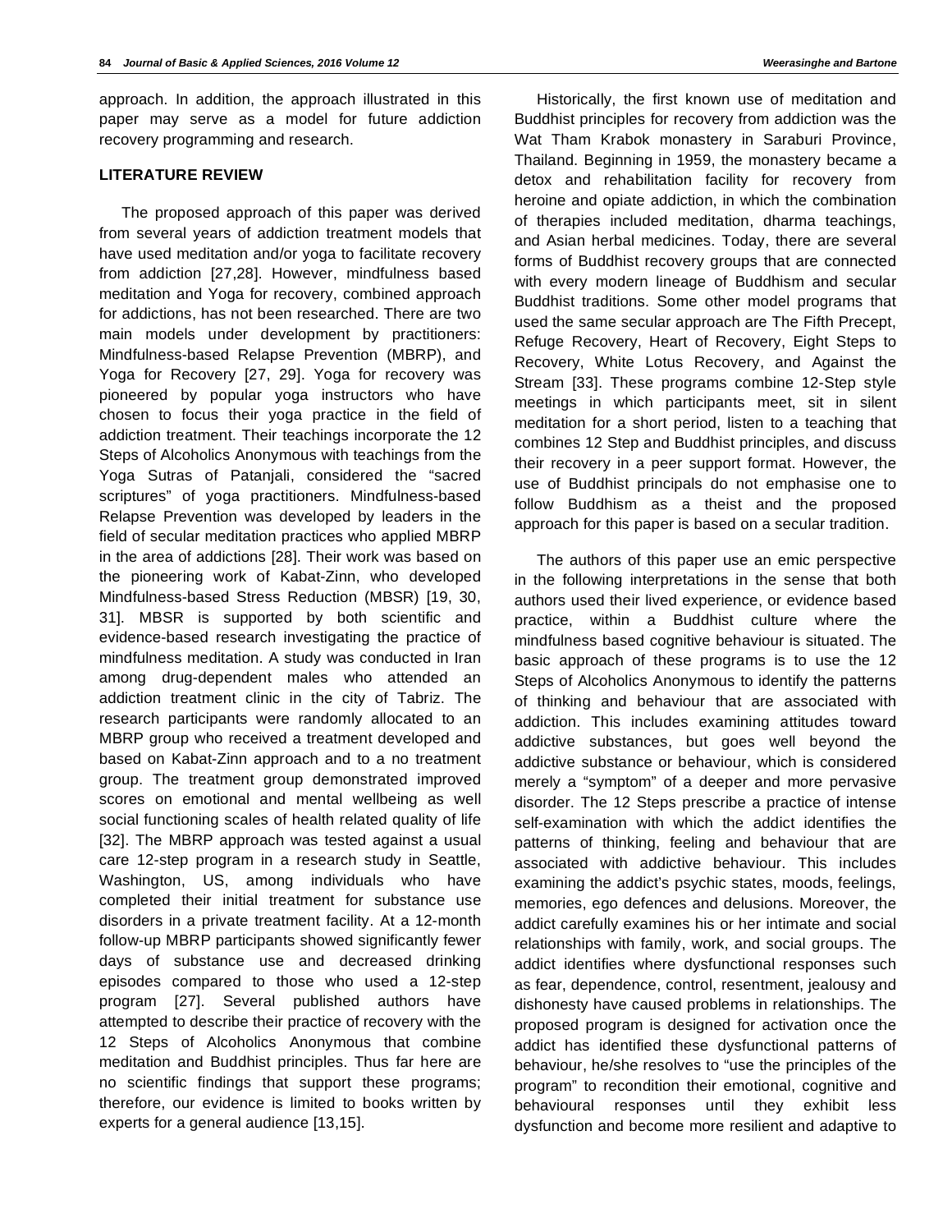approach. In addition, the approach illustrated in this paper may serve as a model for future addiction recovery programming and research.

## LITERATURE REVIEW

The proposed approach of this paper was derived from several years of addiction treatment models that have used meditation and/or yoga to facilitate recovery from addiction [27,28]. However, mindfulness based meditation and Yoga for recovery, combined approach for addictions, has not been researched. There are two main models under development by practitioners: Mindfulness-based Relapse Prevention (MBRP), and Yoga for Recovery [27, 29]. Yoga for recovery was pioneered by popular yoga instructors who have chosen to focus their yoga practice in the field of addiction treatment. Their teachings incorporate the 12 Steps of Alcoholics Anonymous with teachings from the Yoga Sutras of Patanjali, considered the "sacred scriptures" of yoga practitioners. Mindfulness-based Relapse Prevention was developed by leaders in the field of secular meditation practices who applied MBRP in the area of addictions [28]. Their work was based on the pioneering work of Kabat-Zinn, who developed Mindfulness-based Stress Reduction (MBSR) [19, 30, 31]. MBSR is supported by both scientific and evidence-based research investigating the practice of mindfulness meditation. A study was conducted in Iran among drug-dependent males who attended an addiction treatment clinic in the city of Tabriz. The research participants were randomly allocated to an MBRP group who received a treatment developed and based on Kabat-Zinn approach and to a no treatment group. The treatment group demonstrated improved scores on emotional and mental wellbeing as well social functioning scales of health related quality of life [32]. The MBRP approach was tested against a usual care 12-step program in a research study in Seattle, Washington, US, among individuals who have completed their initial treatment for substance use disorders in a private treatment facility. At a 12-month follow-up MBRP participants showed significantly fewer days of substance use and decreased drinking episodes compared to those who used a 12-step program [27]. Several published authors have attempted to describe their practice of recovery with the 12 Steps of Alcoholics Anonymous that combine meditation and Buddhist principles. Thus far here are no scientific findings that support these programs; therefore, our evidence is limited to books written by experts for a general audience [13,15].

Historically, the first known use of meditation and Buddhist principles for recovery from addiction was the Wat Tham Krabok monastery in Saraburi Province, Thailand. Beginning in 1959, the monastery became a detox and rehabilitation facility for recovery from heroine and opiate addiction, in which the combination of therapies included meditation, dharma teachings, and Asian herbal medicines. Today, there are several forms of Buddhist recovery groups that are connected with every modern lineage of Buddhism and secular Buddhist traditions. Some other model programs that used the same secular approach are The Fifth Precept, Refuge Recovery, Heart of Recovery, Eight Steps to Recovery, White Lotus Recovery, and Against the Stream [33]. These programs combine 12-Step style meetings in which participants meet, sit in silent meditation for a short period, listen to a teaching that combines 12 Step and Buddhist principles, and discuss their recovery in a peer support format. However, the use of Buddhist principals do not emphasise one to follow Buddhism as a theist and the proposed approach for this paper is based on a secular tradition.

The authors of this paper use an emic perspective in the following interpretations in the sense that both authors used their lived experience, or evidence based practice, within a Buddhist culture where the mindfulness based cognitive behaviour is situated. The basic approach of these programs is to use the 12 Steps of Alcoholics Anonymous to identify the patterns of thinking and behaviour that are associated with addiction. This includes examining attitudes toward addictive substances, but goes well beyond the addictive substance or behaviour, which is considered merely a "symptom" of a deeper and more pervasive disorder. The 12 Steps prescribe a practice of intense self-examination with which the addict identifies the patterns of thinking, feeling and behaviour that are associated with addictive behaviour. This includes examining the addict's psychic states, moods, feelings, memories, ego defences and delusions. Moreover, the addict carefully examines his or her intimate and social relationships with family, work, and social groups. The addict identifies where dysfunctional responses such as fear, dependence, control, resentment, jealousy and dishonesty have caused problems in relationships. The proposed program is designed for activation once the addict has identified these dysfunctional patterns of behaviour, he/she resolves to "use the principles of the program" to recondition their emotional, cognitive and behavioural responses until they exhibit less dysfunction and become more resilient and adaptive to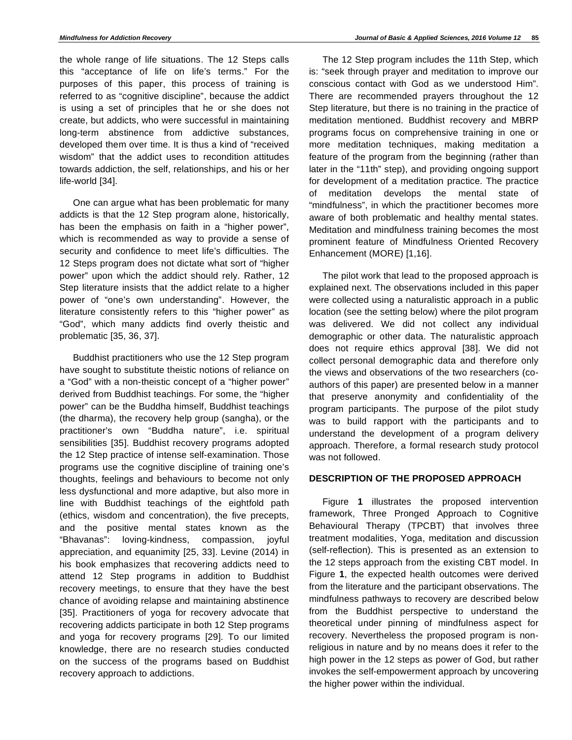the whole range of life situations. The 12 Steps calls this "acceptance of life on life's terms." For the purposes of this paper, this process of training is referred to as "cognitive discipline", because the addict is using a set of principles that he or she does not create, but addicts, who were successful in maintaining long-term abstinence from addictive substances, developed them over time. It is thus a kind of "received wisdom" that the addict uses to recondition attitudes towards addiction, the self, relationships, and his or her life-world [34].

One can argue what has been problematic for many addicts is that the 12 Step program alone, historically, has been the emphasis on faith in a "higher power", which is recommended as way to provide a sense of security and confidence to meet life's difficulties. The 12 Steps program does not dictate what sort of "higher power" upon which the addict should rely. Rather, 12 Step literature insists that the addict relate to a higher power of "one's own understanding". However, the literature consistently refers to this "higher power" as "God", which many addicts find overly theistic and problematic [35, 36, 37].

Buddhist practitioners who use the 12 Step program have sought to substitute theistic notions of reliance on a "God" with a non-theistic concept of a "higher power" derived from Buddhist teachings. For some, the "higher power" can be the Buddha himself, Buddhist teachings (the dharma), the recovery help group (sangha), or the practitioner's own "Buddha nature", i.e. spiritual sensibilities [35]. Buddhist recovery programs adopted the 12 Step practice of intense self-examination. Those programs use the cognitive discipline of training one's thoughts, feelings and behaviours to become not only less dysfunctional and more adaptive, but also more in line with Buddhist teachings of the eightfold path (ethics, wisdom and concentration), the five precepts, and the positive mental states known as the "Bhavanas": loving-kindness, compassion, joyful appreciation, and equanimity [25, 33]. Levine (2014) in his book emphasizes that recovering addicts need to attend 12 Step programs in addition to Buddhist recovery meetings, to ensure that they have the best chance of avoiding relapse and maintaining abstinence [35]. Practitioners of yoga for recovery advocate that recovering addicts participate in both 12 Step programs and yoga for recovery programs [29]. To our limited knowledge, there are no research studies conducted on the success of the programs based on Buddhist recovery approach to addictions.

The 12 Step program includes the 11th Step, which is: "seek through prayer and meditation to improve our conscious contact with God as we understood Him". There are recommended prayers throughout the 12 Step literature, but there is no training in the practice of meditation mentioned. Buddhist recovery and MBRP programs focus on comprehensive training in one or more meditation techniques, making meditation a feature of the program from the beginning (rather than later in the "11th" step), and providing ongoing support for development of a meditation practice. The practice of meditation develops the mental state of "mindfulness", in which the practitioner becomes more aware of both problematic and healthy mental states. Meditation and mindfulness training becomes the most prominent feature of Mindfulness Oriented Recovery Enhancement (MORE) [1,16].

The pilot work that lead to the proposed approach is explained next. The observations included in this paper were collected using a naturalistic approach in a public location (see the setting below) where the pilot program was delivered. We did not collect any individual demographic or other data. The naturalistic approach does not require ethics approval [38]. We did not collect personal demographic data and therefore only the views and observations of the two researchers (co-authors of this paper) are presented below in a manner that preserve anonymity and confidentiality of the program participants. The purpose of the pilot study was to build rapport with the participants and to understand the development of a program delivery approach. Therefore, a formal research study protocol was not followed.

## DESCRIPTION OF THE PROPOSED APPROACH

Figure **1** illustrates the proposed intervention framework, Three Pronged Approach to Cognitive Behavioural Therapy (TPCBT) that involves three treatment modalities, Yoga, meditation and discussion (self-reflection). This is presented as an extension to the 12 steps approach from the existing CBT model. In Figure **1**, the expected health outcomes were derived from the literature and the participant observations. The mindfulness pathways to recovery are described below from the Buddhist perspective to understand the theoretical under pinning of mindfulness aspect for recovery. Nevertheless the proposed program is non-religious in nature and by no means does it refer to the high power in the 12 steps as power of God, but rather invokes the self-empowerment approach by uncovering the higher power within the individual.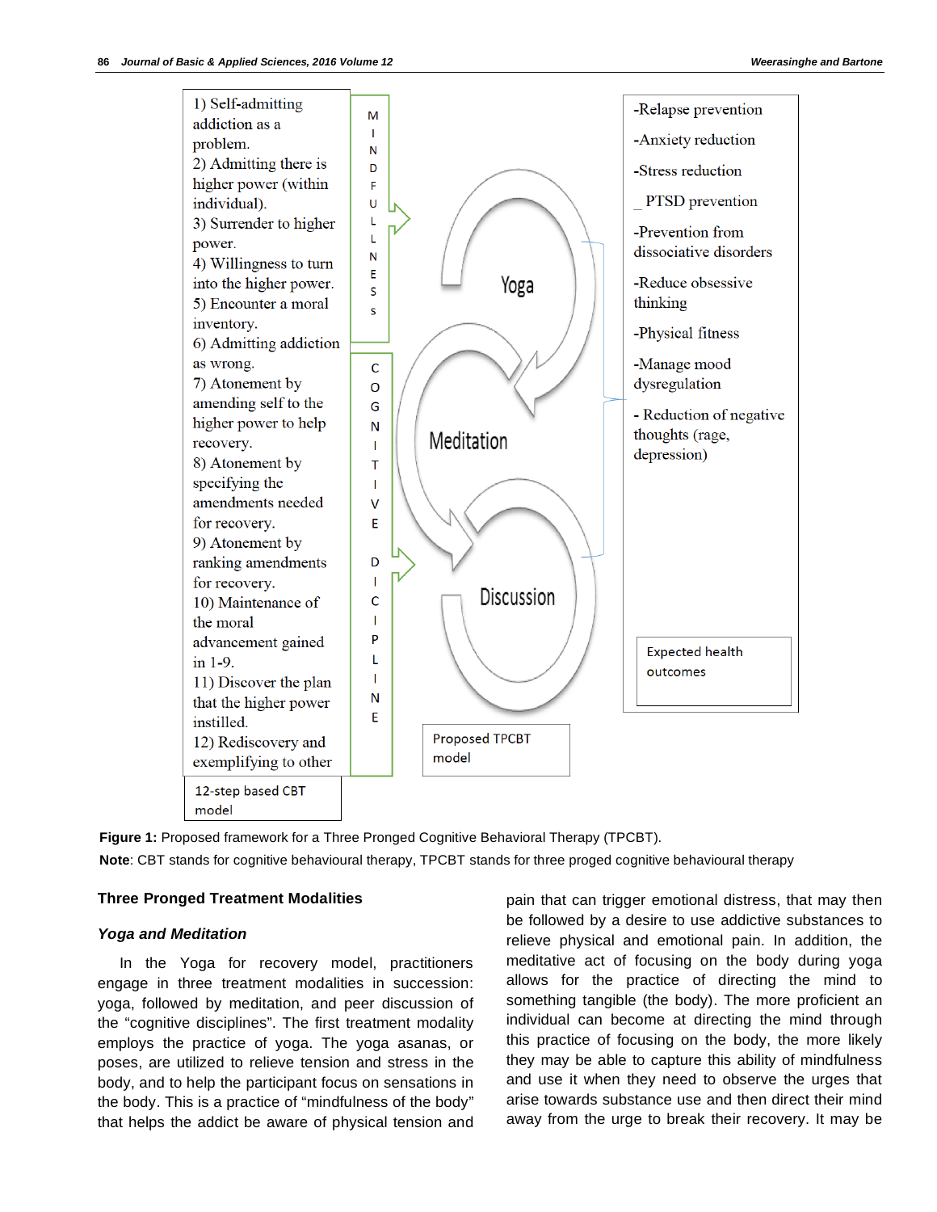1) Self-admitting addiction as a problem.
2) Admitting there is higher power (within individual).
3) Surrender to higher power.
4) Willingness to turn into the higher power.
5) Encounter a moral inventory.
6) Admitting addiction as wrong.
7) Atonement by amending self to the higher power to help recovery.
8) Atonement by specifying the amendments needed for recovery.
9) Atonement by ranking amendments for recovery.
10) Maintenance of the moral advancement gained in 1-9.
11) Discover the plan that the higher power instilled.
12) Rediscovery and exemplifying to other

12-step based CBT model

MINDFULNESS

COGNITIVE DICIPLINE

Yoga

Meditation

Discussion

Proposed TPCBT model

- Relapse prevention
- Anxiety reduction
- Stress reduction
- PTSD prevention
- Prevention from dissociative disorders
- Reduce obsessive thinking
- Physical fitness
- Manage mood dysregulation
- Reduction of negative thoughts (rage, depression)

Expected health outcomes

**Figure 1:** Proposed framework for a Three Pronged Cognitive Behavioral Therapy (TPCBT).

**Note**: CBT stands for cognitive behavioural therapy, TPCBT stands for three proged cognitive behavioural therapy

## Three Pronged Treatment Modalities

### *Yoga and Meditation*

In the Yoga for recovery model, practitioners engage in three treatment modalities in succession: yoga, followed by meditation, and peer discussion of the "cognitive disciplines". The first treatment modality employs the practice of yoga. The yoga asanas, or poses, are utilized to relieve tension and stress in the body, and to help the participant focus on sensations in the body. This is a practice of "mindfulness of the body" that helps the addict be aware of physical tension and pain that can trigger emotional distress, that may then be followed by a desire to use addictive substances to relieve physical and emotional pain. In addition, the meditative act of focusing on the body during yoga allows for the practice of directing the mind to something tangible (the body). The more proficient an individual can become at directing the mind through this practice of focusing on the body, the more likely they may be able to capture this ability of mindfulness and use it when they need to observe the urges that arise towards substance use and then direct their mind away from the urge to break their recovery. It may be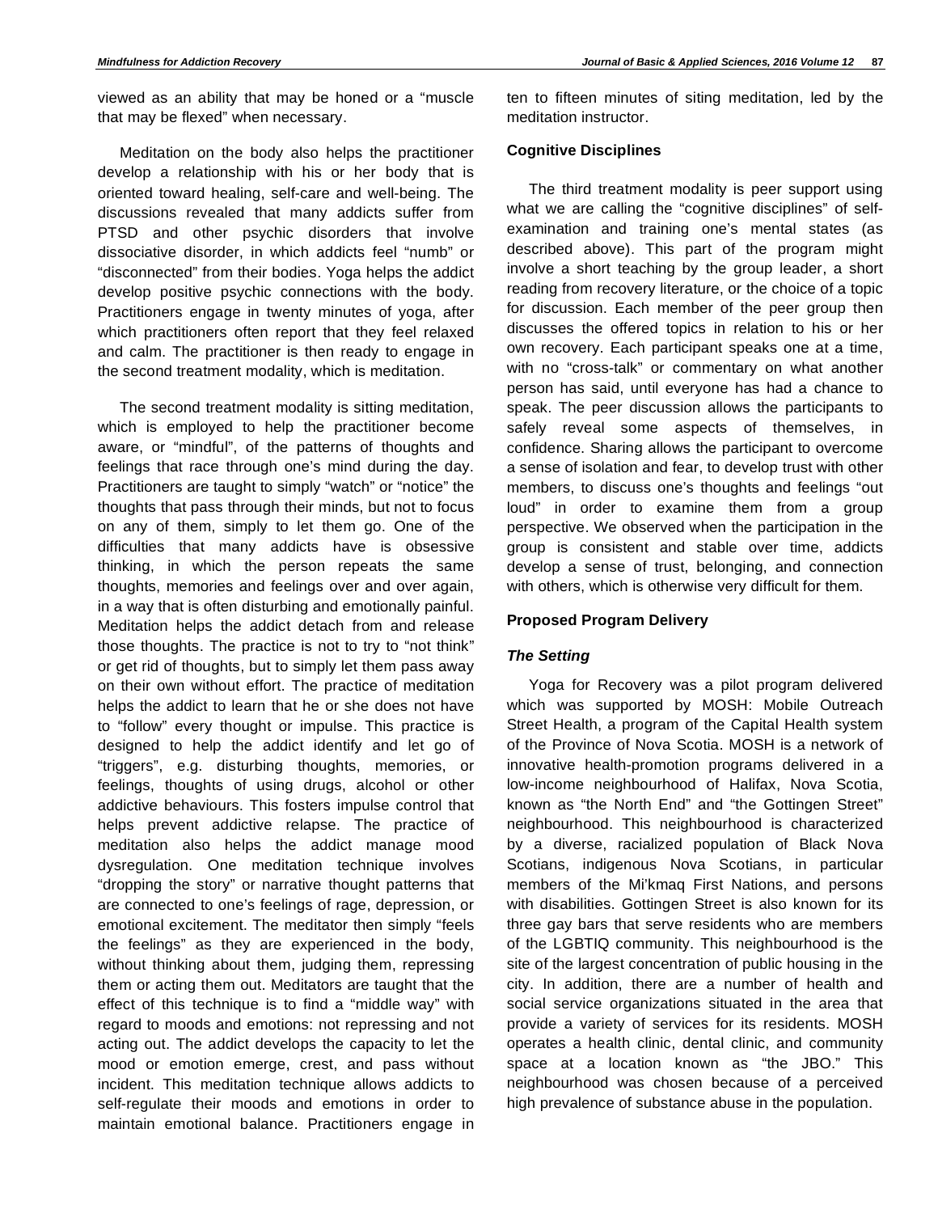viewed as an ability that may be honed or a "muscle that may be flexed" when necessary.

Meditation on the body also helps the practitioner develop a relationship with his or her body that is oriented toward healing, self-care and well-being. The discussions revealed that many addicts suffer from PTSD and other psychic disorders that involve dissociative disorder, in which addicts feel "numb" or "disconnected" from their bodies. Yoga helps the addict develop positive psychic connections with the body. Practitioners engage in twenty minutes of yoga, after which practitioners often report that they feel relaxed and calm. The practitioner is then ready to engage in the second treatment modality, which is meditation.

The second treatment modality is sitting meditation, which is employed to help the practitioner become aware, or "mindful", of the patterns of thoughts and feelings that race through one's mind during the day. Practitioners are taught to simply "watch" or "notice" the thoughts that pass through their minds, but not to focus on any of them, simply to let them go. One of the difficulties that many addicts have is obsessive thinking, in which the person repeats the same thoughts, memories and feelings over and over again, in a way that is often disturbing and emotionally painful. Meditation helps the addict detach from and release those thoughts. The practice is not to try to "not think" or get rid of thoughts, but to simply let them pass away on their own without effort. The practice of meditation helps the addict to learn that he or she does not have to "follow" every thought or impulse. This practice is designed to help the addict identify and let go of "triggers", e.g. disturbing thoughts, memories, or feelings, thoughts of using drugs, alcohol or other addictive behaviours. This fosters impulse control that helps prevent addictive relapse. The practice of meditation also helps the addict manage mood dysregulation. One meditation technique involves "dropping the story" or narrative thought patterns that are connected to one's feelings of rage, depression, or emotional excitement. The meditator then simply "feels the feelings" as they are experienced in the body, without thinking about them, judging them, repressing them or acting them out. Meditators are taught that the effect of this technique is to find a "middle way" with regard to moods and emotions: not repressing and not acting out. The addict develops the capacity to let the mood or emotion emerge, crest, and pass without incident. This meditation technique allows addicts to self-regulate their moods and emotions in order to maintain emotional balance. Practitioners engage in ten to fifteen minutes of siting meditation, led by the meditation instructor.

**Cognitive Disciplines**

The third treatment modality is peer support using what we are calling the "cognitive disciplines" of self-examination and training one's mental states (as described above). This part of the program might involve a short teaching by the group leader, a short reading from recovery literature, or the choice of a topic for discussion. Each member of the peer group then discusses the offered topics in relation to his or her own recovery. Each participant speaks one at a time, with no "cross-talk" or commentary on what another person has said, until everyone has had a chance to speak. The peer discussion allows the participants to safely reveal some aspects of themselves, in confidence. Sharing allows the participant to overcome a sense of isolation and fear, to develop trust with other members, to discuss one's thoughts and feelings "out loud" in order to examine them from a group perspective. We observed when the participation in the group is consistent and stable over time, addicts develop a sense of trust, belonging, and connection with others, which is otherwise very difficult for them.

**Proposed Program Delivery**

***The Setting***

Yoga for Recovery was a pilot program delivered which was supported by MOSH: Mobile Outreach Street Health, a program of the Capital Health system of the Province of Nova Scotia. MOSH is a network of innovative health-promotion programs delivered in a low-income neighbourhood of Halifax, Nova Scotia, known as "the North End" and "the Gottingen Street" neighbourhood. This neighbourhood is characterized by a diverse, racialized population of Black Nova Scotians, indigenous Nova Scotians, in particular members of the Mi'kmaq First Nations, and persons with disabilities. Gottingen Street is also known for its three gay bars that serve residents who are members of the LGBTIQ community. This neighbourhood is the site of the largest concentration of public housing in the city. In addition, there are a number of health and social service organizations situated in the area that provide a variety of services for its residents. MOSH operates a health clinic, dental clinic, and community space at a location known as "the JBO." This neighbourhood was chosen because of a perceived high prevalence of substance abuse in the population.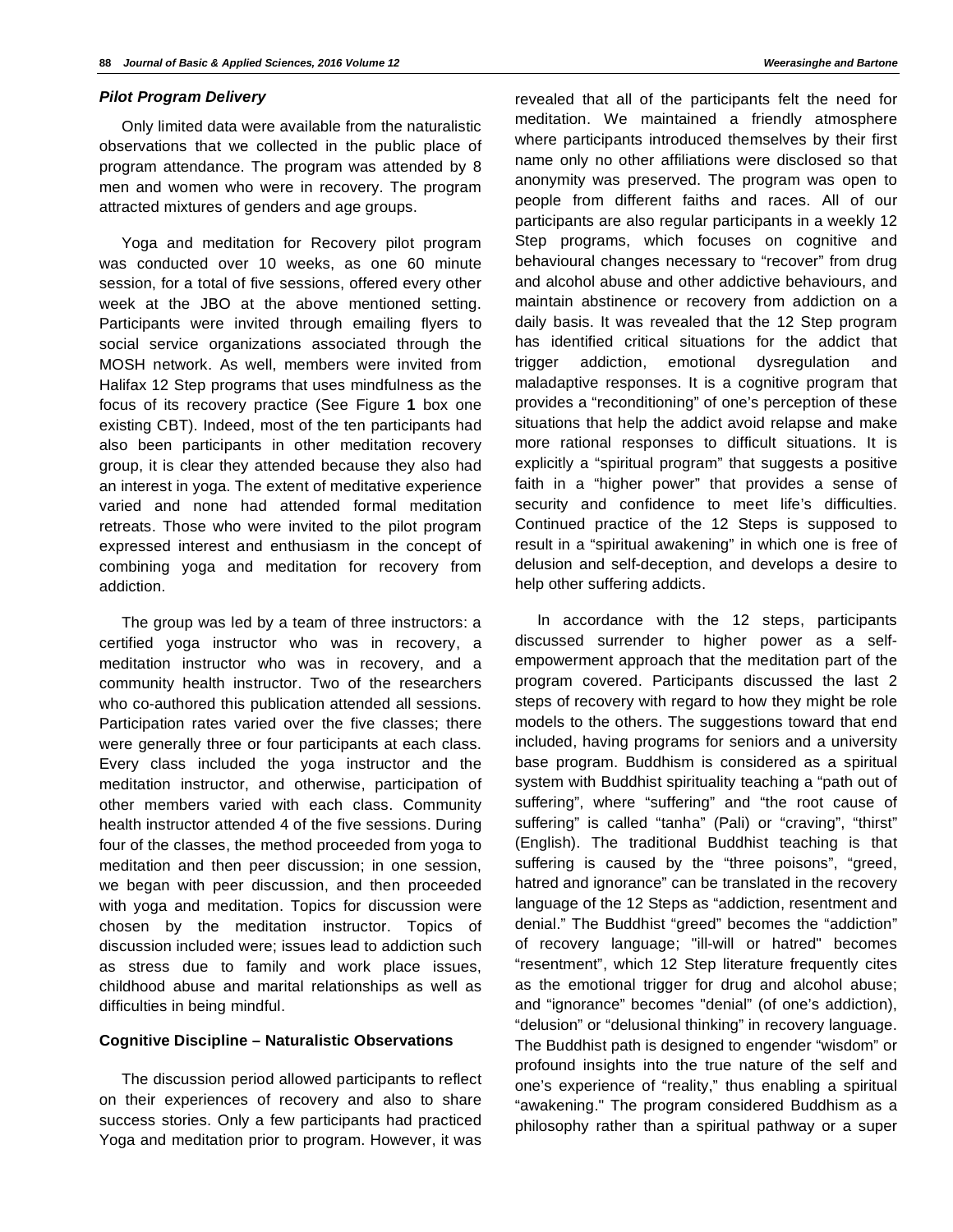### *Pilot Program Delivery*

Only limited data were available from the naturalistic observations that we collected in the public place of program attendance. The program was attended by 8 men and women who were in recovery. The program attracted mixtures of genders and age groups.

Yoga and meditation for Recovery pilot program was conducted over 10 weeks, as one 60 minute session, for a total of five sessions, offered every other week at the JBO at the above mentioned setting. Participants were invited through emailing flyers to social service organizations associated through the MOSH network. As well, members were invited from Halifax 12 Step programs that uses mindfulness as the focus of its recovery practice (See Figure **1** box one existing CBT). Indeed, most of the ten participants had also been participants in other meditation recovery group, it is clear they attended because they also had an interest in yoga. The extent of meditative experience varied and none had attended formal meditation retreats. Those who were invited to the pilot program expressed interest and enthusiasm in the concept of combining yoga and meditation for recovery from addiction.

The group was led by a team of three instructors: a certified yoga instructor who was in recovery, a meditation instructor who was in recovery, and a community health instructor. Two of the researchers who co-authored this publication attended all sessions. Participation rates varied over the five classes; there were generally three or four participants at each class. Every class included the yoga instructor and the meditation instructor, and otherwise, participation of other members varied with each class. Community health instructor attended 4 of the five sessions. During four of the classes, the method proceeded from yoga to meditation and then peer discussion; in one session, we began with peer discussion, and then proceeded with yoga and meditation. Topics for discussion were chosen by the meditation instructor. Topics of discussion included were; issues lead to addiction such as stress due to family and work place issues, childhood abuse and marital relationships as well as difficulties in being mindful.

### Cognitive Discipline – Naturalistic Observations

The discussion period allowed participants to reflect on their experiences of recovery and also to share success stories. Only a few participants had practiced Yoga and meditation prior to program. However, it was revealed that all of the participants felt the need for meditation. We maintained a friendly atmosphere where participants introduced themselves by their first name only no other affiliations were disclosed so that anonymity was preserved. The program was open to people from different faiths and races. All of our participants are also regular participants in a weekly 12 Step programs, which focuses on cognitive and behavioural changes necessary to "recover" from drug and alcohol abuse and other addictive behaviours, and maintain abstinence or recovery from addiction on a daily basis. It was revealed that the 12 Step program has identified critical situations for the addict that trigger addiction, emotional dysregulation and maladaptive responses. It is a cognitive program that provides a "reconditioning" of one's perception of these situations that help the addict avoid relapse and make more rational responses to difficult situations. It is explicitly a "spiritual program" that suggests a positive faith in a "higher power" that provides a sense of security and confidence to meet life's difficulties. Continued practice of the 12 Steps is supposed to result in a "spiritual awakening" in which one is free of delusion and self-deception, and develops a desire to help other suffering addicts.

In accordance with the 12 steps, participants discussed surrender to higher power as a self-empowerment approach that the meditation part of the program covered. Participants discussed the last 2 steps of recovery with regard to how they might be role models to the others. The suggestions toward that end included, having programs for seniors and a university base program. Buddhism is considered as a spiritual system with Buddhist spirituality teaching a "path out of suffering", where "suffering" and "the root cause of suffering" is called "tanha" (Pali) or "craving", "thirst" (English). The traditional Buddhist teaching is that suffering is caused by the "three poisons", "greed, hatred and ignorance" can be translated in the recovery language of the 12 Steps as "addiction, resentment and denial." The Buddhist "greed" becomes the "addiction" of recovery language; "ill-will or hatred" becomes "resentment", which 12 Step literature frequently cites as the emotional trigger for drug and alcohol abuse; and "ignorance" becomes "denial" (of one's addiction), "delusion" or "delusional thinking" in recovery language. The Buddhist path is designed to engender "wisdom" or profound insights into the true nature of the self and one's experience of "reality," thus enabling a spiritual "awakening." The program considered Buddhism as a philosophy rather than a spiritual pathway or a super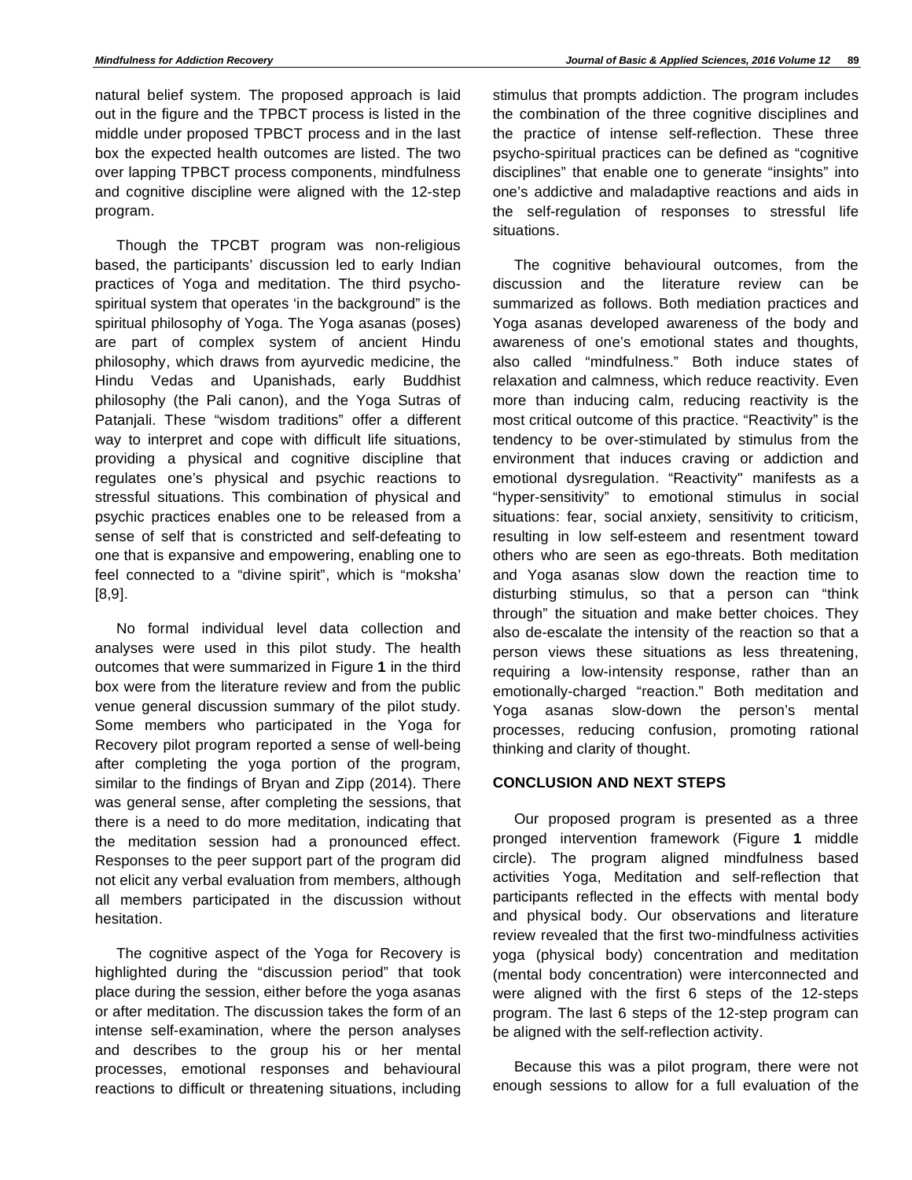natural belief system. The proposed approach is laid out in the figure and the TPBCT process is listed in the middle under proposed TPBCT process and in the last box the expected health outcomes are listed. The two over lapping TPBCT process components, mindfulness and cognitive discipline were aligned with the 12-step program.

Though the TPCBT program was non-religious based, the participants' discussion led to early Indian practices of Yoga and meditation. The third psycho-spiritual system that operates 'in the background" is the spiritual philosophy of Yoga. The Yoga asanas (poses) are part of complex system of ancient Hindu philosophy, which draws from ayurvedic medicine, the Hindu Vedas and Upanishads, early Buddhist philosophy (the Pali canon), and the Yoga Sutras of Patanjali. These "wisdom traditions" offer a different way to interpret and cope with difficult life situations, providing a physical and cognitive discipline that regulates one's physical and psychic reactions to stressful situations. This combination of physical and psychic practices enables one to be released from a sense of self that is constricted and self-defeating to one that is expansive and empowering, enabling one to feel connected to a "divine spirit", which is "moksha' [8,9].

No formal individual level data collection and analyses were used in this pilot study. The health outcomes that were summarized in Figure **1** in the third box were from the literature review and from the public venue general discussion summary of the pilot study. Some members who participated in the Yoga for Recovery pilot program reported a sense of well-being after completing the yoga portion of the program, similar to the findings of Bryan and Zipp (2014). There was general sense, after completing the sessions, that there is a need to do more meditation, indicating that the meditation session had a pronounced effect. Responses to the peer support part of the program did not elicit any verbal evaluation from members, although all members participated in the discussion without hesitation.

The cognitive aspect of the Yoga for Recovery is highlighted during the "discussion period" that took place during the session, either before the yoga asanas or after meditation. The discussion takes the form of an intense self-examination, where the person analyses and describes to the group his or her mental processes, emotional responses and behavioural reactions to difficult or threatening situations, including stimulus that prompts addiction. The program includes the combination of the three cognitive disciplines and the practice of intense self-reflection. These three psycho-spiritual practices can be defined as "cognitive disciplines" that enable one to generate "insights" into one's addictive and maladaptive reactions and aids in the self-regulation of responses to stressful life situations.

The cognitive behavioural outcomes, from the discussion and the literature review can be summarized as follows. Both mediation practices and Yoga asanas developed awareness of the body and awareness of one's emotional states and thoughts, also called "mindfulness." Both induce states of relaxation and calmness, which reduce reactivity. Even more than inducing calm, reducing reactivity is the most critical outcome of this practice. "Reactivity" is the tendency to be over-stimulated by stimulus from the environment that induces craving or addiction and emotional dysregulation. "Reactivity" manifests as a "hyper-sensitivity" to emotional stimulus in social situations: fear, social anxiety, sensitivity to criticism, resulting in low self-esteem and resentment toward others who are seen as ego-threats. Both meditation and Yoga asanas slow down the reaction time to disturbing stimulus, so that a person can "think through" the situation and make better choices. They also de-escalate the intensity of the reaction so that a person views these situations as less threatening, requiring a low-intensity response, rather than an emotionally-charged "reaction." Both meditation and Yoga asanas slow-down the person's mental processes, reducing confusion, promoting rational thinking and clarity of thought.

## CONCLUSION AND NEXT STEPS

Our proposed program is presented as a three pronged intervention framework (Figure **1** middle circle). The program aligned mindfulness based activities Yoga, Meditation and self-reflection that participants reflected in the effects with mental body and physical body. Our observations and literature review revealed that the first two-mindfulness activities yoga (physical body) concentration and meditation (mental body concentration) were interconnected and were aligned with the first 6 steps of the 12-steps program. The last 6 steps of the 12-step program can be aligned with the self-reflection activity.

Because this was a pilot program, there were not enough sessions to allow for a full evaluation of the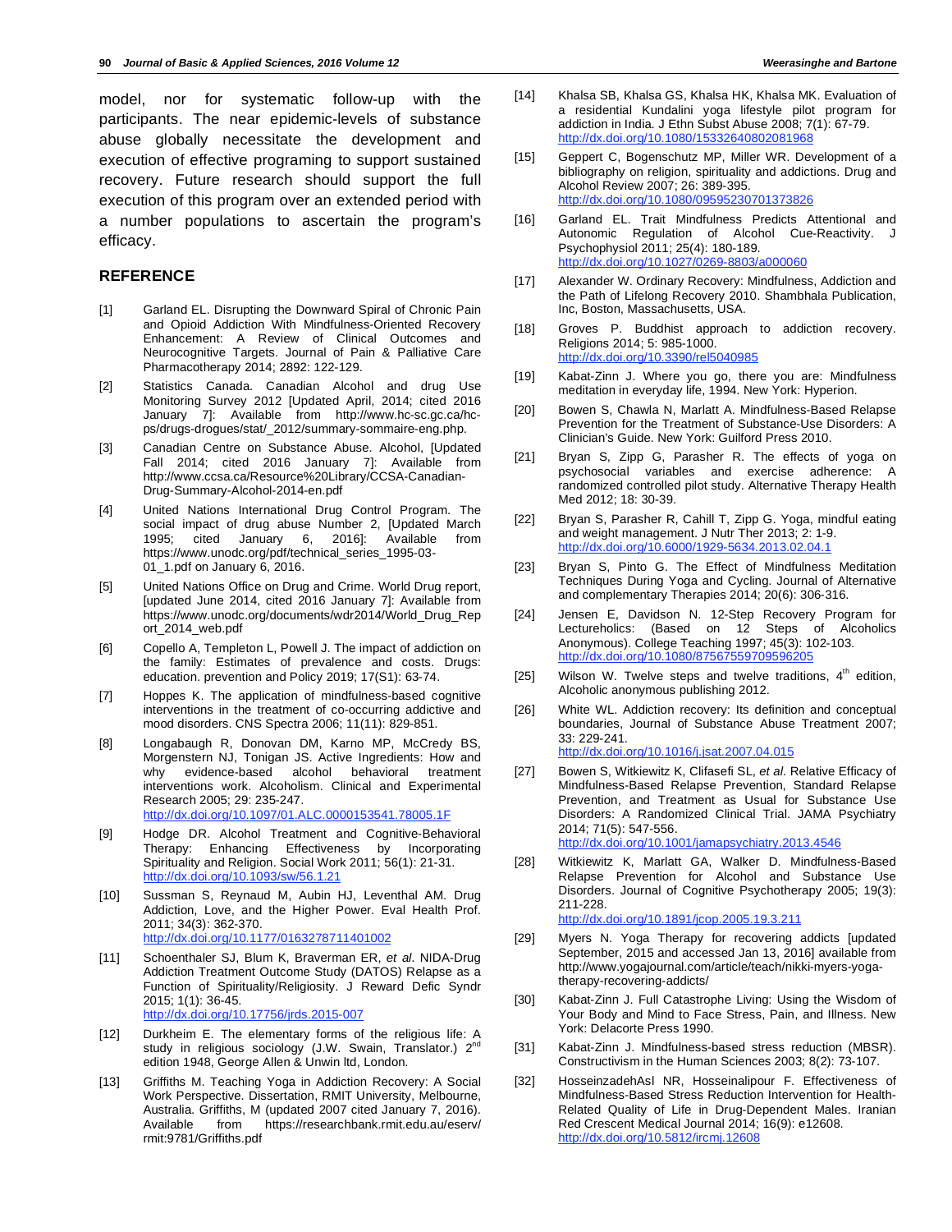model, nor for systematic follow-up with the participants. The near epidemic-levels of substance abuse globally necessitate the development and execution of effective programing to support sustained recovery. Future research should support the full execution of this program over an extended period with a number populations to ascertain the program's efficacy.

## REFERENCE

[1] Garland EL. Disrupting the Downward Spiral of Chronic Pain and Opioid Addiction With Mindfulness-Oriented Recovery Enhancement: A Review of Clinical Outcomes and Neurocognitive Targets. Journal of Pain & Palliative Care Pharmacotherapy 2014; 2892: 122-129.

[2] Statistics Canada. Canadian Alcohol and drug Use Monitoring Survey 2012 [Updated April, 2014; cited 2016 January 7]: Available from http://www.hc-sc.gc.ca/hc-ps/drugs-drogues/stat/_2012/summary-sommaire-eng.php.

[3] Canadian Centre on Substance Abuse. Alcohol, [Updated Fall 2014; cited 2016 January 7]: Available from http://www.ccsa.ca/Resource%20Library/CCSA-Canadian-Drug-Summary-Alcohol-2014-en.pdf

[4] United Nations International Drug Control Program. The social impact of drug abuse Number 2, [Updated March 1995; cited January 6, 2016]: Available from https://www.unodc.org/pdf/technical_series_1995-03-01_1.pdf on January 6, 2016.

[5] United Nations Office on Drug and Crime. World Drug report, [updated June 2014, cited 2016 January 7]: Available from https://www.unodc.org/documents/wdr2014/World_Drug_Report_2014_web.pdf

[6] Copello A, Templeton L, Powell J. The impact of addiction on the family: Estimates of prevalence and costs. Drugs: education. prevention and Policy 2019; 17(S1): 63-74.

[7] Hoppes K. The application of mindfulness-based cognitive interventions in the treatment of co-occurring addictive and mood disorders. CNS Spectra 2006; 11(11): 829-851.

[8] Longabaugh R, Donovan DM, Karno MP, McCredy BS, Morgenstern NJ, Tonigan JS. Active Ingredients: How and why evidence-based alcohol behavioral treatment interventions work. Alcoholism. Clinical and Experimental Research 2005; 29: 235-247. http://dx.doi.org/10.1097/01.ALC.0000153541.78005.1F

[9] Hodge DR. Alcohol Treatment and Cognitive-Behavioral Therapy: Enhancing Effectiveness by Incorporating Spirituality and Religion. Social Work 2011; 56(1): 21-31. http://dx.doi.org/10.1093/sw/56.1.21

[10] Sussman S, Reynaud M, Aubin HJ, Leventhal AM. Drug Addiction, Love, and the Higher Power. Eval Health Prof. 2011; 34(3): 362-370. http://dx.doi.org/10.1177/0163278711401002

[11] Schoenthaler SJ, Blum K, Braverman ER, *et al*. NIDA-Drug Addiction Treatment Outcome Study (DATOS) Relapse as a Function of Spirituality/Religiosity. J Reward Defic Syndr 2015; 1(1): 36-45. http://dx.doi.org/10.17756/jrds.2015-007

[12] Durkheim E. The elementary forms of the religious life: A study in religious sociology (J.W. Swain, Translator.) 2nd edition 1948, George Allen & Unwin ltd, London.

[13] Griffiths M. Teaching Yoga in Addiction Recovery: A Social Work Perspective. Dissertation, RMIT University, Melbourne, Australia. Griffiths, M (updated 2007 cited January 7, 2016). Available from https://researchbank.rmit.edu.au/eserv/rmit:9781/Griffiths.pdf

[14] Khalsa SB, Khalsa GS, Khalsa HK, Khalsa MK. Evaluation of a residential Kundalini yoga lifestyle pilot program for addiction in India. J Ethn Subst Abuse 2008; 7(1): 67-79. http://dx.doi.org/10.1080/15332640802081968

[15] Geppert C, Bogenschutz MP, Miller WR. Development of a bibliography on religion, spirituality and addictions. Drug and Alcohol Review 2007; 26: 389-395. http://dx.doi.org/10.1080/09595230701373826

[16] Garland EL. Trait Mindfulness Predicts Attentional and Autonomic Regulation of Alcohol Cue-Reactivity. J Psychophysiol 2011; 25(4): 180-189. http://dx.doi.org/10.1027/0269-8803/a000060

[17] Alexander W. Ordinary Recovery: Mindfulness, Addiction and the Path of Lifelong Recovery 2010. Shambhala Publication, Inc, Boston, Massachusetts, USA.

[18] Groves P. Buddhist approach to addiction recovery. Religions 2014; 5: 985-1000. http://dx.doi.org/10.3390/rel5040985

[19] Kabat-Zinn J. Where you go, there you are: Mindfulness meditation in everyday life, 1994. New York: Hyperion.

[20] Bowen S, Chawla N, Marlatt A. Mindfulness-Based Relapse Prevention for the Treatment of Substance-Use Disorders: A Clinician's Guide. New York: Guilford Press 2010.

[21] Bryan S, Zipp G, Parasher R. The effects of yoga on psychosocial variables and exercise adherence: A randomized controlled pilot study. Alternative Therapy Health Med 2012; 18: 30-39.

[22] Bryan S, Parasher R, Cahill T, Zipp G. Yoga, mindful eating and weight management. J Nutr Ther 2013; 2: 1-9. http://dx.doi.org/10.6000/1929-5634.2013.02.04.1

[23] Bryan S, Pinto G. The Effect of Mindfulness Meditation Techniques During Yoga and Cycling. Journal of Alternative and complementary Therapies 2014; 20(6): 306-316.

[24] Jensen E, Davidson N. 12-Step Recovery Program for Lectureholics: (Based on 12 Steps of Alcoholics Anonymous). College Teaching 1997; 45(3): 102-103. http://dx.doi.org/10.1080/87567559709596205

[25] Wilson W. Twelve steps and twelve traditions, 4th edition, Alcoholic anonymous publishing 2012.

[26] White WL. Addiction recovery: Its definition and conceptual boundaries, Journal of Substance Abuse Treatment 2007; 33: 229-241. http://dx.doi.org/10.1016/j.jsat.2007.04.015

[27] Bowen S, Witkiewitz K, Clifasefi SL, *et al*. Relative Efficacy of Mindfulness-Based Relapse Prevention, Standard Relapse Prevention, and Treatment as Usual for Substance Use Disorders: A Randomized Clinical Trial. JAMA Psychiatry 2014; 71(5): 547-556. http://dx.doi.org/10.1001/jamapsychiatry.2013.4546

[28] Witkiewitz K, Marlatt GA, Walker D. Mindfulness-Based Relapse Prevention for Alcohol and Substance Use Disorders. Journal of Cognitive Psychotherapy 2005; 19(3): 211-228. http://dx.doi.org/10.1891/jcop.2005.19.3.211

[29] Myers N. Yoga Therapy for recovering addicts [updated September, 2015 and accessed Jan 13, 2016] available from http://www.yogajournal.com/article/teach/nikki-myers-yoga-therapy-recovering-addicts/

[30] Kabat-Zinn J. Full Catastrophe Living: Using the Wisdom of Your Body and Mind to Face Stress, Pain, and Illness. New York: Delacorte Press 1990.

[31] Kabat-Zinn J. Mindfulness-based stress reduction (MBSR). Constructivism in the Human Sciences 2003; 8(2): 73-107.

[32] HosseinzadehAsl NR, Hosseinalipour F. Effectiveness of Mindfulness-Based Stress Reduction Intervention for Health-Related Quality of Life in Drug-Dependent Males. Iranian Red Crescent Medical Journal 2014; 16(9): e12608. http://dx.doi.org/10.5812/ircmj.12608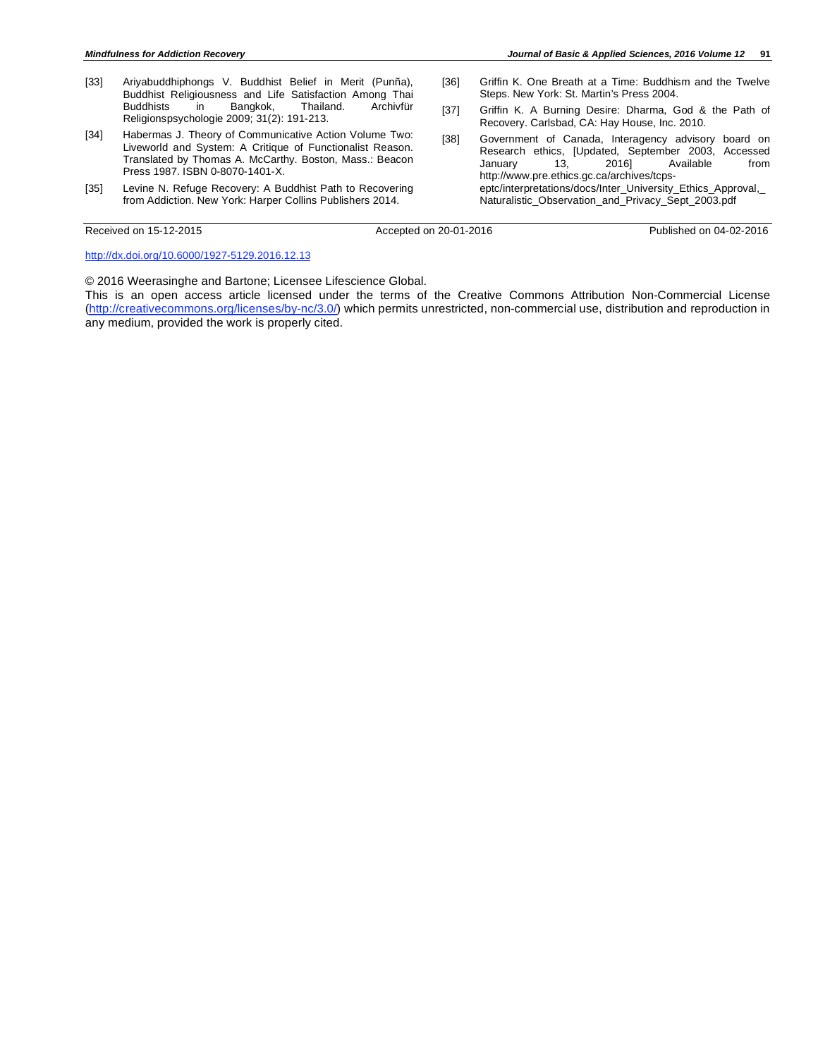[33] Ariyabuddhiphongs V. Buddhist Belief in Merit (Punña), Buddhist Religiousness and Life Satisfaction Among Thai Buddhists in Bangkok, Thailand. Archivfür Religionspsychologie 2009; 31(2): 191-213.

[34] Habermas J. Theory of Communicative Action Volume Two: Liveworld and System: A Critique of Functionalist Reason. Translated by Thomas A. McCarthy. Boston, Mass.: Beacon Press 1987. ISBN 0-8070-1401-X.

[35] Levine N. Refuge Recovery: A Buddhist Path to Recovering from Addiction. New York: Harper Collins Publishers 2014.

[36] Griffin K. One Breath at a Time: Buddhism and the Twelve Steps. New York: St. Martin's Press 2004.

[37] Griffin K. A Burning Desire: Dharma, God & the Path of Recovery. Carlsbad, CA: Hay House, Inc. 2010.

[38] Government of Canada, Interagency advisory board on Research ethics, [Updated, September 2003, Accessed January 13, 2016] Available from http://www.pre.ethics.gc.ca/archives/tcps-eptc/interpretations/docs/Inter_University_Ethics_Approval,_Naturalistic_Observation_and_Privacy_Sept_2003.pdf

Received on 15-12-2015 Accepted on 20-01-2016 Published on 04-02-2016

http://dx.doi.org/10.6000/1927-5129.2016.12.13

© 2016 Weerasinghe and Bartone; Licensee Lifescience Global.

This is an open access article licensed under the terms of the Creative Commons Attribution Non-Commercial License (http://creativecommons.org/licenses/by-nc/3.0/) which permits unrestricted, non-commercial use, distribution and reproduction in any medium, provided the work is properly cited.